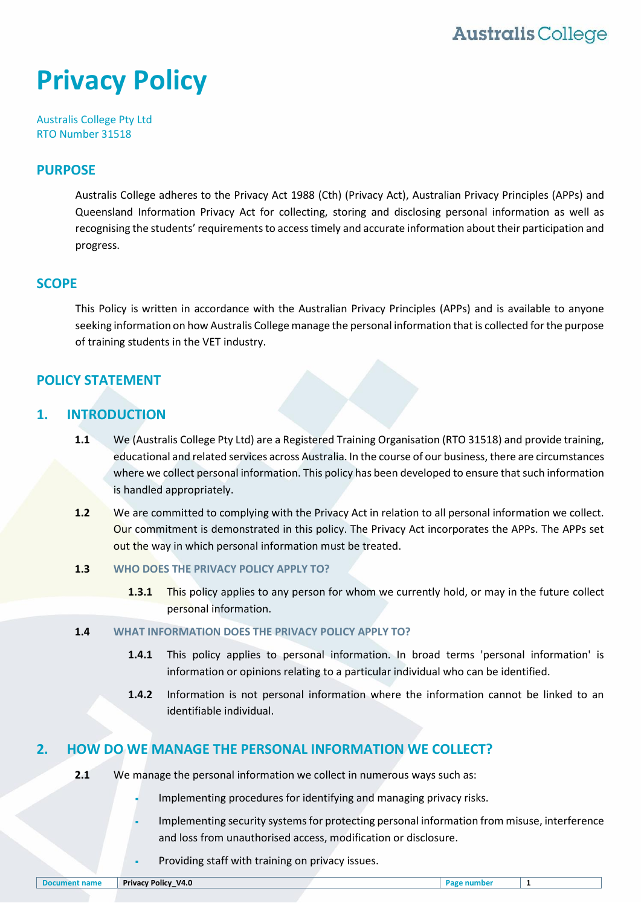# Privacy Policy

Australis College Pty Ltd
RTO Number 31518

## PURPOSE

Australis College adheres to the Privacy Act 1988 (Cth) (Privacy Act), Australian Privacy Principles (APPs) and Queensland Information Privacy Act for collecting, storing and disclosing personal information as well as recognising the students' requirements to access timely and accurate information about their participation and progress.

## SCOPE

This Policy is written in accordance with the Australian Privacy Principles (APPs) and is available to anyone seeking information on how Australis College manage the personal information that is collected for the purpose of training students in the VET industry.

## POLICY STATEMENT

## 1. INTRODUCTION

**1.1** We (Australis College Pty Ltd) are a Registered Training Organisation (RTO 31518) and provide training, educational and related services across Australia. In the course of our business, there are circumstances where we collect personal information. This policy has been developed to ensure that such information is handled appropriately.

**1.2** We are committed to complying with the Privacy Act in relation to all personal information we collect. Our commitment is demonstrated in this policy. The Privacy Act incorporates the APPs. The APPs set out the way in which personal information must be treated.

### 1.3 WHO DOES THE PRIVACY POLICY APPLY TO?

**1.3.1** This policy applies to any person for whom we currently hold, or may in the future collect personal information.

### 1.4 WHAT INFORMATION DOES THE PRIVACY POLICY APPLY TO?

**1.4.1** This policy applies to personal information. In broad terms 'personal information' is information or opinions relating to a particular individual who can be identified.

**1.4.2** Information is not personal information where the information cannot be linked to an identifiable individual.

## 2. HOW DO WE MANAGE THE PERSONAL INFORMATION WE COLLECT?

**2.1** We manage the personal information we collect in numerous ways such as:

- Implementing procedures for identifying and managing privacy risks.
- Implementing security systems for protecting personal information from misuse, interference and loss from unauthorised access, modification or disclosure.
- Providing staff with training on privacy issues.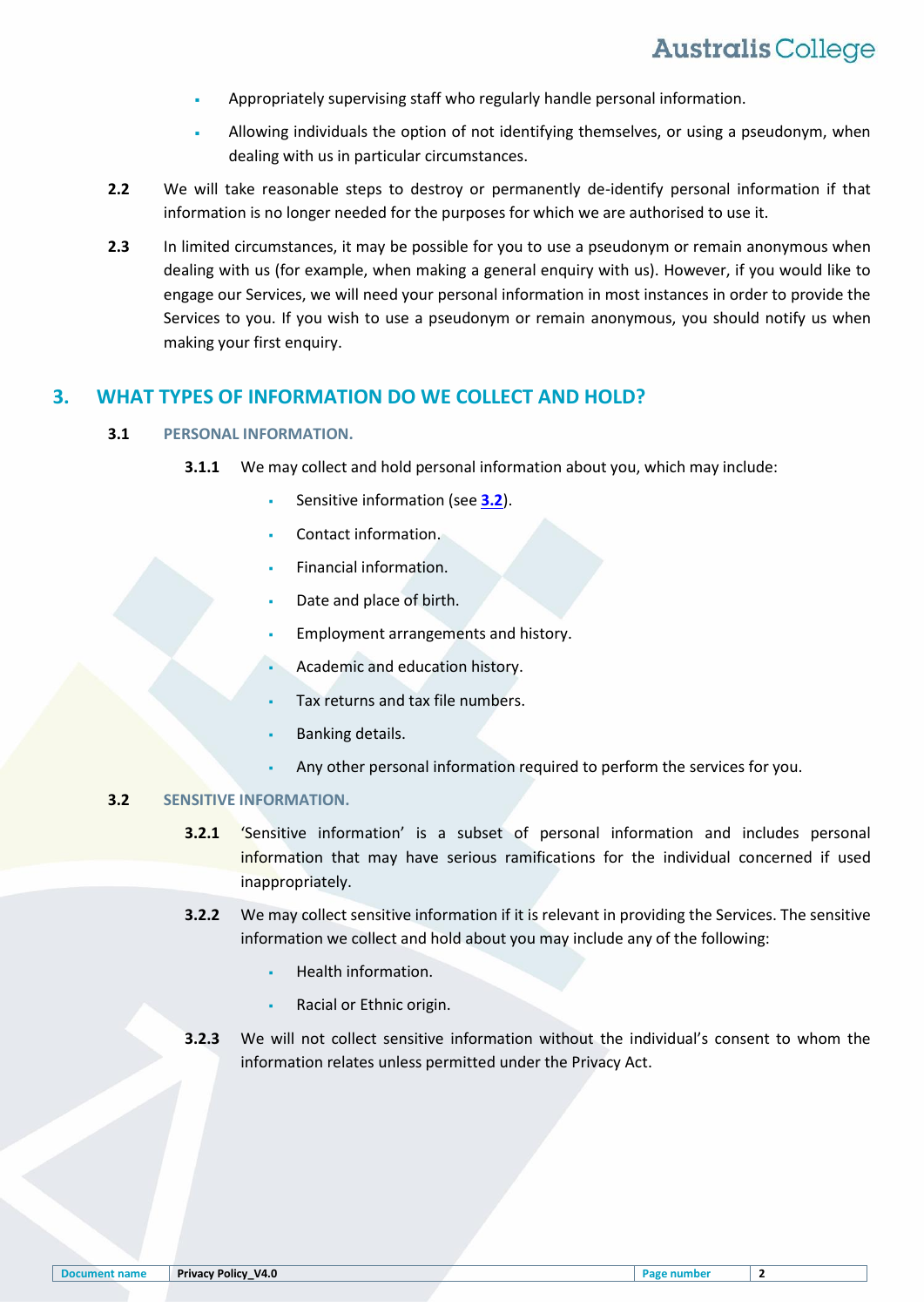- Appropriately supervising staff who regularly handle personal information.
- Allowing individuals the option of not identifying themselves, or using a pseudonym, when dealing with us in particular circumstances.

**2.2** We will take reasonable steps to destroy or permanently de-identify personal information if that information is no longer needed for the purposes for which we are authorised to use it.

**2.3** In limited circumstances, it may be possible for you to use a pseudonym or remain anonymous when dealing with us (for example, when making a general enquiry with us). However, if you would like to engage our Services, we will need your personal information in most instances in order to provide the Services to you. If you wish to use a pseudonym or remain anonymous, you should notify us when making your first enquiry.

## 3. WHAT TYPES OF INFORMATION DO WE COLLECT AND HOLD?

### 3.1 PERSONAL INFORMATION.

**3.1.1** We may collect and hold personal information about you, which may include:

- Sensitive information (see **3.2**).
- Contact information.
- Financial information.
- Date and place of birth.
- Employment arrangements and history.
- Academic and education history.
- Tax returns and tax file numbers.
- Banking details.
- Any other personal information required to perform the services for you.

### 3.2 SENSITIVE INFORMATION.

**3.2.1** 'Sensitive information' is a subset of personal information and includes personal information that may have serious ramifications for the individual concerned if used inappropriately.

**3.2.2** We may collect sensitive information if it is relevant in providing the Services. The sensitive information we collect and hold about you may include any of the following:

- Health information.
- Racial or Ethnic origin.

**3.2.3** We will not collect sensitive information without the individual's consent to whom the information relates unless permitted under the Privacy Act.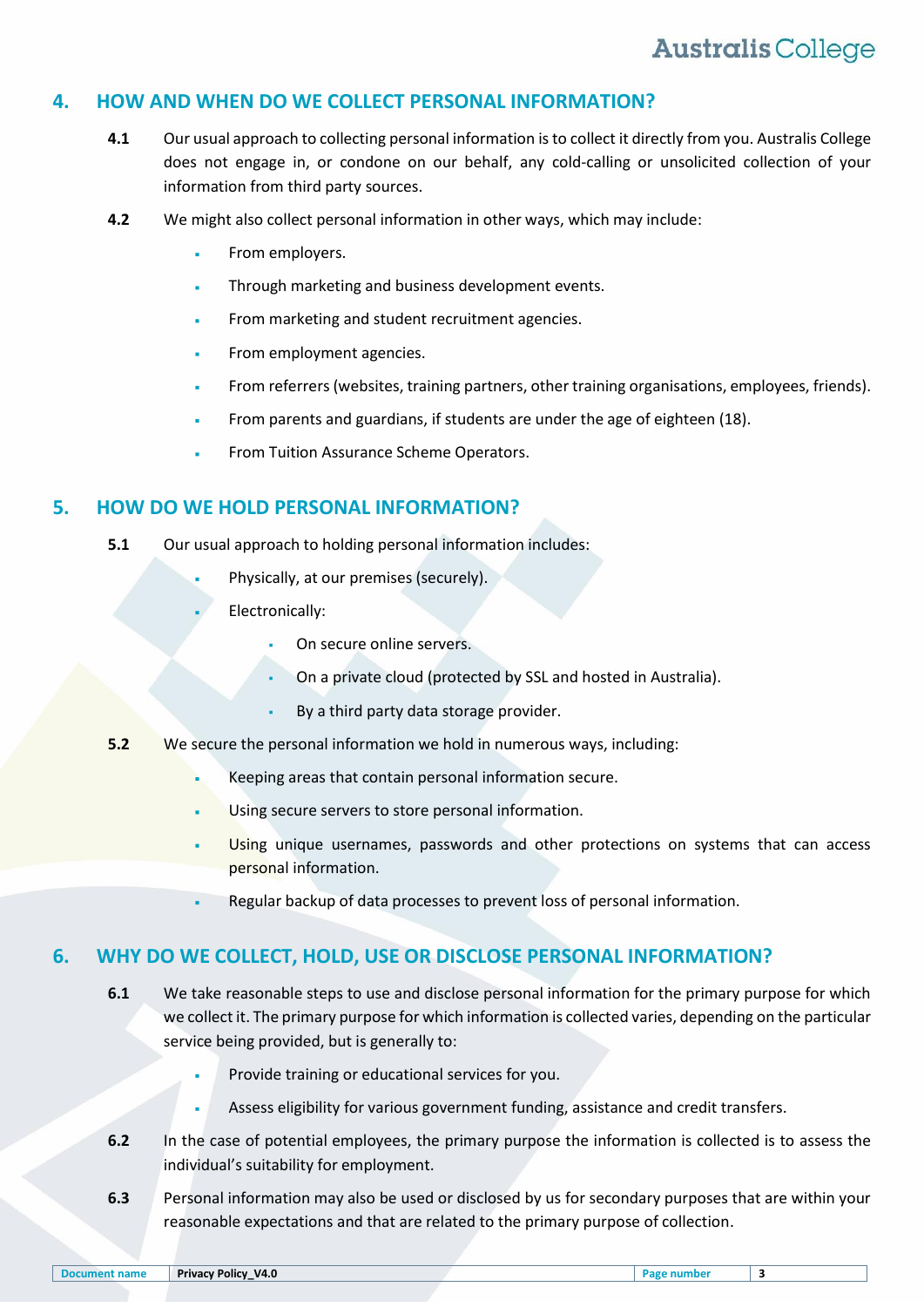## 4. HOW AND WHEN DO WE COLLECT PERSONAL INFORMATION?

**4.1** Our usual approach to collecting personal information is to collect it directly from you. Australis College does not engage in, or condone on our behalf, any cold-calling or unsolicited collection of your information from third party sources.

**4.2** We might also collect personal information in other ways, which may include:

- From employers.
- Through marketing and business development events.
- From marketing and student recruitment agencies.
- From employment agencies.
- From referrers (websites, training partners, other training organisations, employees, friends).
- From parents and guardians, if students are under the age of eighteen (18).
- From Tuition Assurance Scheme Operators.

## 5. HOW DO WE HOLD PERSONAL INFORMATION?

**5.1** Our usual approach to holding personal information includes:

- Physically, at our premises (securely).
- Electronically:
  - On secure online servers.
  - On a private cloud (protected by SSL and hosted in Australia).
  - By a third party data storage provider.

**5.2** We secure the personal information we hold in numerous ways, including:

- Keeping areas that contain personal information secure.
- Using secure servers to store personal information.
- Using unique usernames, passwords and other protections on systems that can access personal information.
- Regular backup of data processes to prevent loss of personal information.

## 6. WHY DO WE COLLECT, HOLD, USE OR DISCLOSE PERSONAL INFORMATION?

**6.1** We take reasonable steps to use and disclose personal information for the primary purpose for which we collect it. The primary purpose for which information is collected varies, depending on the particular service being provided, but is generally to:

- Provide training or educational services for you.
- Assess eligibility for various government funding, assistance and credit transfers.

**6.2** In the case of potential employees, the primary purpose the information is collected is to assess the individual's suitability for employment.

**6.3** Personal information may also be used or disclosed by us for secondary purposes that are within your reasonable expectations and that are related to the primary purpose of collection.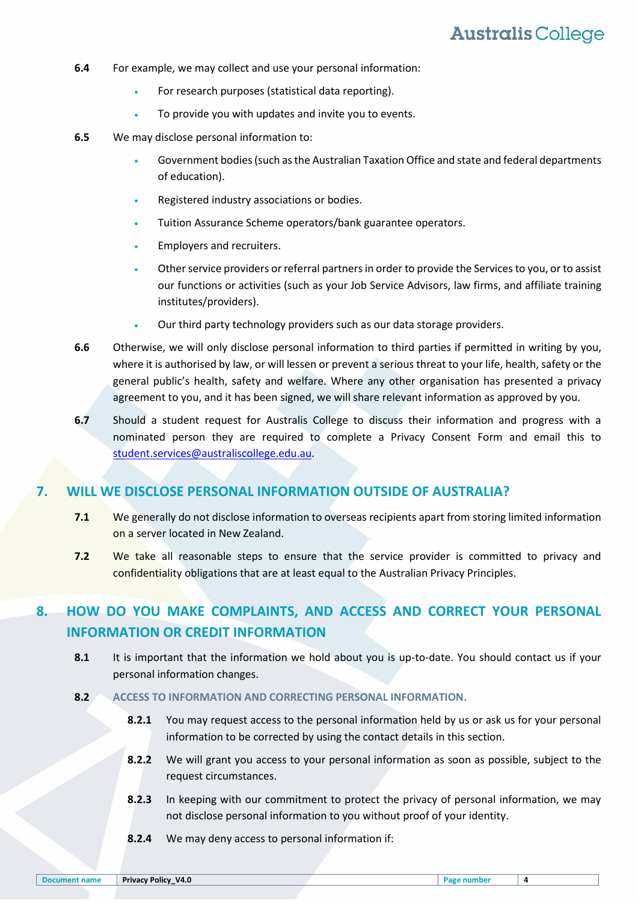**6.4** For example, we may collect and use your personal information:

- For research purposes (statistical data reporting).
- To provide you with updates and invite you to events.

**6.5** We may disclose personal information to:

- Government bodies (such as the Australian Taxation Office and state and federal departments of education).
- Registered industry associations or bodies.
- Tuition Assurance Scheme operators/bank guarantee operators.
- Employers and recruiters.
- Other service providers or referral partners in order to provide the Services to you, or to assist our functions or activities (such as your Job Service Advisors, law firms, and affiliate training institutes/providers).
- Our third party technology providers such as our data storage providers.

**6.6** Otherwise, we will only disclose personal information to third parties if permitted in writing by you, where it is authorised by law, or will lessen or prevent a serious threat to your life, health, safety or the general public's health, safety and welfare. Where any other organisation has presented a privacy agreement to you, and it has been signed, we will share relevant information as approved by you.

**6.7** Should a student request for Australis College to discuss their information and progress with a nominated person they are required to complete a Privacy Consent Form and email this to student.services@australiscollege.edu.au.

## 7. WILL WE DISCLOSE PERSONAL INFORMATION OUTSIDE OF AUSTRALIA?

**7.1** We generally do not disclose information to overseas recipients apart from storing limited information on a server located in New Zealand.

**7.2** We take all reasonable steps to ensure that the service provider is committed to privacy and confidentiality obligations that are at least equal to the Australian Privacy Principles.

## 8. HOW DO YOU MAKE COMPLAINTS, AND ACCESS AND CORRECT YOUR PERSONAL INFORMATION OR CREDIT INFORMATION

**8.1** It is important that the information we hold about you is up-to-date. You should contact us if your personal information changes.

### 8.2 ACCESS TO INFORMATION AND CORRECTING PERSONAL INFORMATION.

**8.2.1** You may request access to the personal information held by us or ask us for your personal information to be corrected by using the contact details in this section.

**8.2.2** We will grant you access to your personal information as soon as possible, subject to the request circumstances.

**8.2.3** In keeping with our commitment to protect the privacy of personal information, we may not disclose personal information to you without proof of your identity.

**8.2.4** We may deny access to personal information if: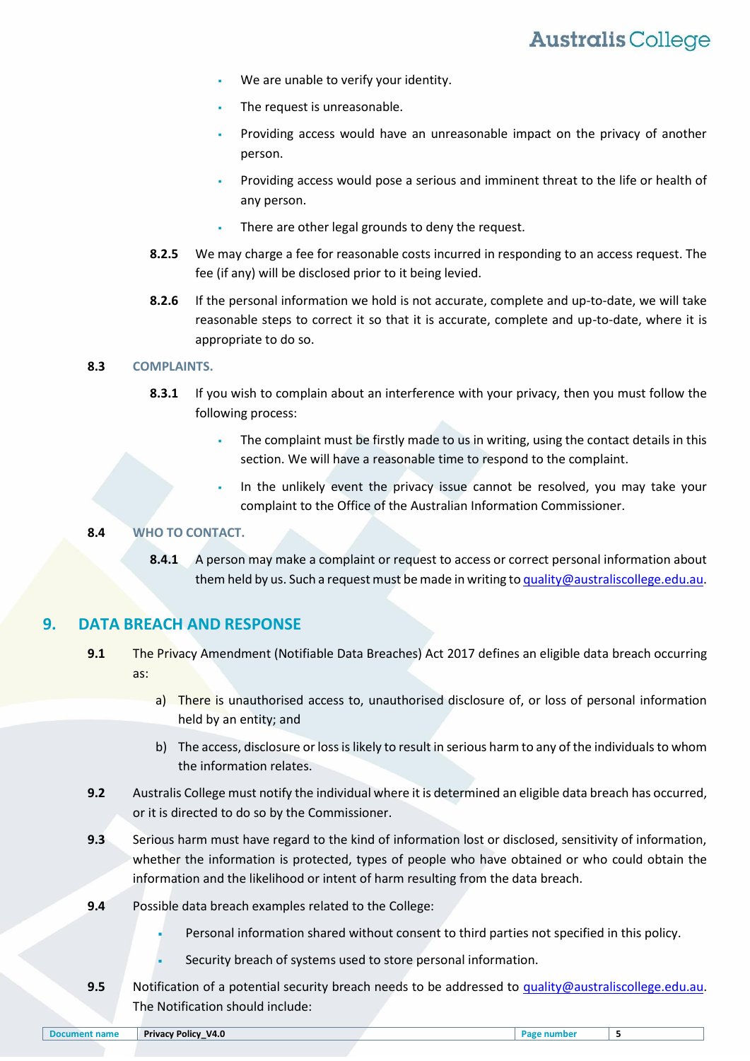- We are unable to verify your identity.
- The request is unreasonable.
- Providing access would have an unreasonable impact on the privacy of another person.
- Providing access would pose a serious and imminent threat to the life or health of any person.
- There are other legal grounds to deny the request.

**8.2.5** We may charge a fee for reasonable costs incurred in responding to an access request. The fee (if any) will be disclosed prior to it being levied.

**8.2.6** If the personal information we hold is not accurate, complete and up-to-date, we will take reasonable steps to correct it so that it is accurate, complete and up-to-date, where it is appropriate to do so.

### 8.3 COMPLAINTS.

**8.3.1** If you wish to complain about an interference with your privacy, then you must follow the following process:

- The complaint must be firstly made to us in writing, using the contact details in this section. We will have a reasonable time to respond to the complaint.
- In the unlikely event the privacy issue cannot be resolved, you may take your complaint to the Office of the Australian Information Commissioner.

### 8.4 WHO TO CONTACT.

**8.4.1** A person may make a complaint or request to access or correct personal information about them held by us. Such a request must be made in writing to quality@australiscollege.edu.au.

## 9. DATA BREACH AND RESPONSE

**9.1** The Privacy Amendment (Notifiable Data Breaches) Act 2017 defines an eligible data breach occurring as:

a) There is unauthorised access to, unauthorised disclosure of, or loss of personal information held by an entity; and

b) The access, disclosure or loss is likely to result in serious harm to any of the individuals to whom the information relates.

**9.2** Australis College must notify the individual where it is determined an eligible data breach has occurred, or it is directed to do so by the Commissioner.

**9.3** Serious harm must have regard to the kind of information lost or disclosed, sensitivity of information, whether the information is protected, types of people who have obtained or who could obtain the information and the likelihood or intent of harm resulting from the data breach.

**9.4** Possible data breach examples related to the College:

- Personal information shared without consent to third parties not specified in this policy.
- Security breach of systems used to store personal information.

**9.5** Notification of a potential security breach needs to be addressed to quality@australiscollege.edu.au. The Notification should include: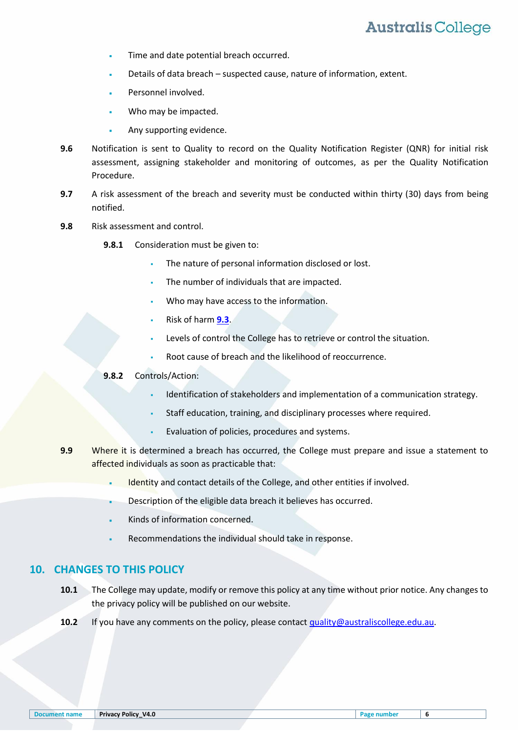- Time and date potential breach occurred.
- Details of data breach – suspected cause, nature of information, extent.
- Personnel involved.
- Who may be impacted.
- Any supporting evidence.

**9.6** Notification is sent to Quality to record on the Quality Notification Register (QNR) for initial risk assessment, assigning stakeholder and monitoring of outcomes, as per the Quality Notification Procedure.

**9.7** A risk assessment of the breach and severity must be conducted within thirty (30) days from being notified.

**9.8** Risk assessment and control.

**9.8.1** Consideration must be given to:

- The nature of personal information disclosed or lost.
- The number of individuals that are impacted.
- Who may have access to the information.
- Risk of harm **9.3**.
- Levels of control the College has to retrieve or control the situation.
- Root cause of breach and the likelihood of reoccurrence.

**9.8.2** Controls/Action:

- Identification of stakeholders and implementation of a communication strategy.
- Staff education, training, and disciplinary processes where required.
- Evaluation of policies, procedures and systems.

**9.9** Where it is determined a breach has occurred, the College must prepare and issue a statement to affected individuals as soon as practicable that:

- Identity and contact details of the College, and other entities if involved.
- Description of the eligible data breach it believes has occurred.
- Kinds of information concerned.
- Recommendations the individual should take in response.

## 10. CHANGES TO THIS POLICY

**10.1** The College may update, modify or remove this policy at any time without prior notice. Any changes to the privacy policy will be published on our website.

**10.2** If you have any comments on the policy, please contact quality@australiscollege.edu.au.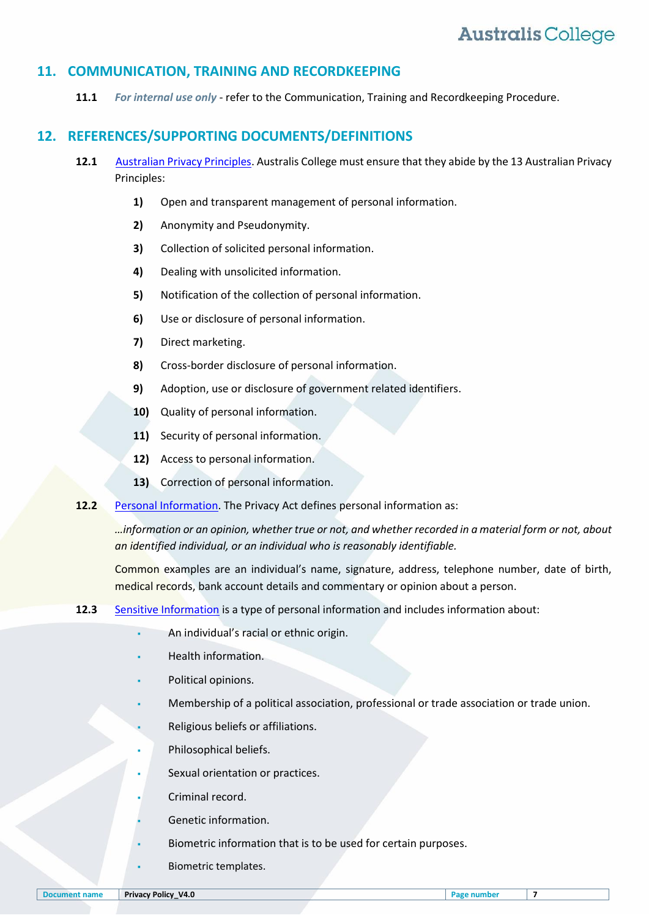## 11. COMMUNICATION, TRAINING AND RECORDKEEPING

**11.1** *For internal use only* - refer to the Communication, Training and Recordkeeping Procedure.

## 12. REFERENCES/SUPPORTING DOCUMENTS/DEFINITIONS

**12.1** Australian Privacy Principles. Australis College must ensure that they abide by the 13 Australian Privacy Principles:

**1)** Open and transparent management of personal information.

**2)** Anonymity and Pseudonymity.

**3)** Collection of solicited personal information.

**4)** Dealing with unsolicited information.

**5)** Notification of the collection of personal information.

**6)** Use or disclosure of personal information.

**7)** Direct marketing.

**8)** Cross-border disclosure of personal information.

**9)** Adoption, use or disclosure of government related identifiers.

**10)** Quality of personal information.

**11)** Security of personal information.

**12)** Access to personal information.

**13)** Correction of personal information.

**12.2** Personal Information. The Privacy Act defines personal information as:

*…information or an opinion, whether true or not, and whether recorded in a material form or not, about an identified individual, or an individual who is reasonably identifiable.*

Common examples are an individual's name, signature, address, telephone number, date of birth, medical records, bank account details and commentary or opinion about a person.

**12.3** Sensitive Information is a type of personal information and includes information about:

- An individual's racial or ethnic origin.
- Health information.
- Political opinions.
- Membership of a political association, professional or trade association or trade union.
- Religious beliefs or affiliations.
- Philosophical beliefs.
- Sexual orientation or practices.
- Criminal record.
- Genetic information.
- Biometric information that is to be used for certain purposes.
- Biometric templates.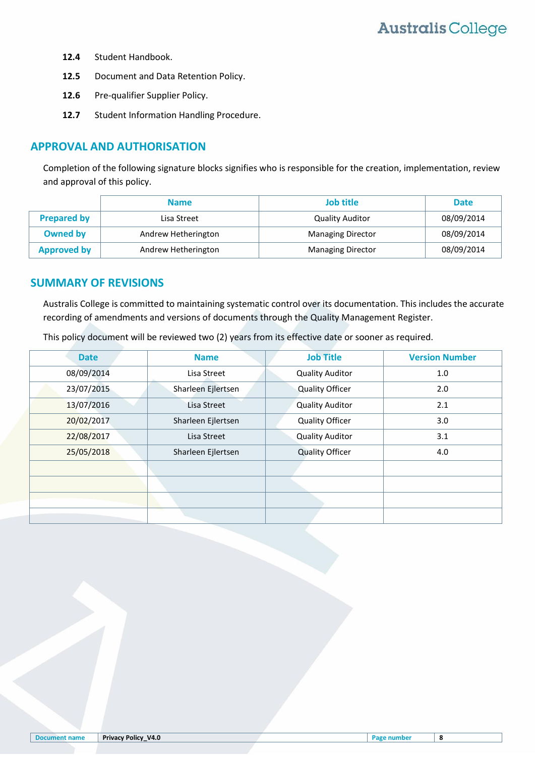**12.4** Student Handbook.

**12.5** Document and Data Retention Policy.

**12.6** Pre-qualifier Supplier Policy.

**12.7** Student Information Handling Procedure.

## APPROVAL AND AUTHORISATION

Completion of the following signature blocks signifies who is responsible for the creation, implementation, review and approval of this policy.

| | Name | Job title | Date |
|---|---|---|---|
| **Prepared by** | Lisa Street | Quality Auditor | 08/09/2014 |
| **Owned by** | Andrew Hetherington | Managing Director | 08/09/2014 |
| **Approved by** | Andrew Hetherington | Managing Director | 08/09/2014 |

## SUMMARY OF REVISIONS

Australis College is committed to maintaining systematic control over its documentation. This includes the accurate recording of amendments and versions of documents through the Quality Management Register.

This policy document will be reviewed two (2) years from its effective date or sooner as required.

| Date | Name | Job Title | Version Number |
|---|---|---|---|
| 08/09/2014 | Lisa Street | Quality Auditor | 1.0 |
| 23/07/2015 | Sharleen Ejlertsen | Quality Officer | 2.0 |
| 13/07/2016 | Lisa Street | Quality Auditor | 2.1 |
| 20/02/2017 | Sharleen Ejlertsen | Quality Officer | 3.0 |
| 22/08/2017 | Lisa Street | Quality Auditor | 3.1 |
| 25/05/2018 | Sharleen Ejlertsen | Quality Officer | 4.0 |
| | | | |
| | | | |
| | | | |
| | | | |